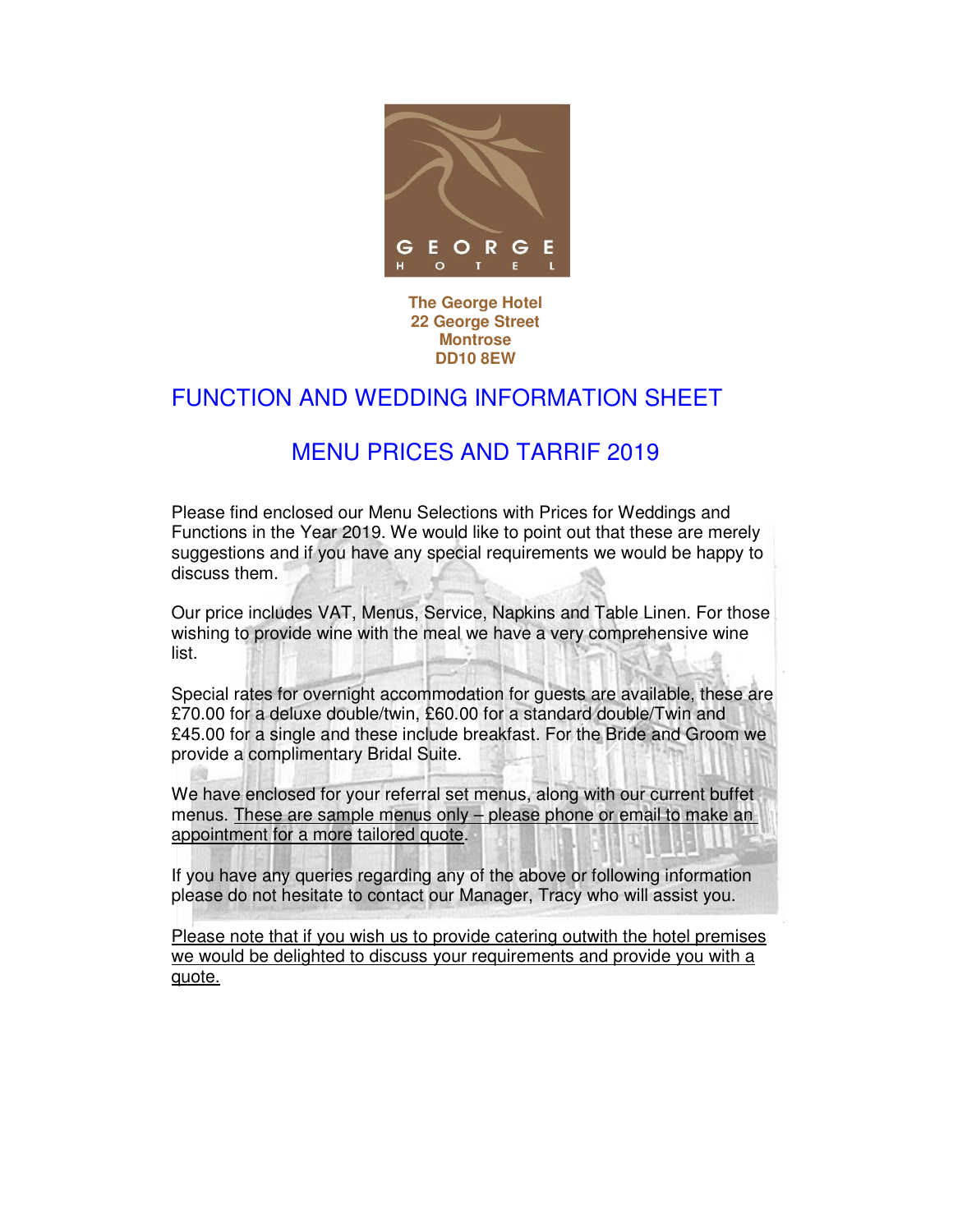**The George Hotel**
**22 George Street**
**Montrose**
**DD10 8EW**

# FUNCTION AND WEDDING INFORMATION SHEET

## MENU PRICES AND TARRIF 2019

Please find enclosed our Menu Selections with Prices for Weddings and Functions in the Year 2019. We would like to point out that these are merely suggestions and if you have any special requirements we would be happy to discuss them.

Our price includes VAT, Menus, Service, Napkins and Table Linen. For those wishing to provide wine with the meal we have a very comprehensive wine list.

Special rates for overnight accommodation for guests are available, these are £70.00 for a deluxe double/twin, £60.00 for a standard double/Twin and £45.00 for a single and these include breakfast. For the Bride and Groom we provide a complimentary Bridal Suite.

We have enclosed for your referral set menus, along with our current buffet menus. These are sample menus only – please phone or email to make an appointment for a more tailored quote.

If you have any queries regarding any of the above or following information please do not hesitate to contact our Manager, Tracy who will assist you.

Please note that if you wish us to provide catering outwith the hotel premises we would be delighted to discuss your requirements and provide you with a quote.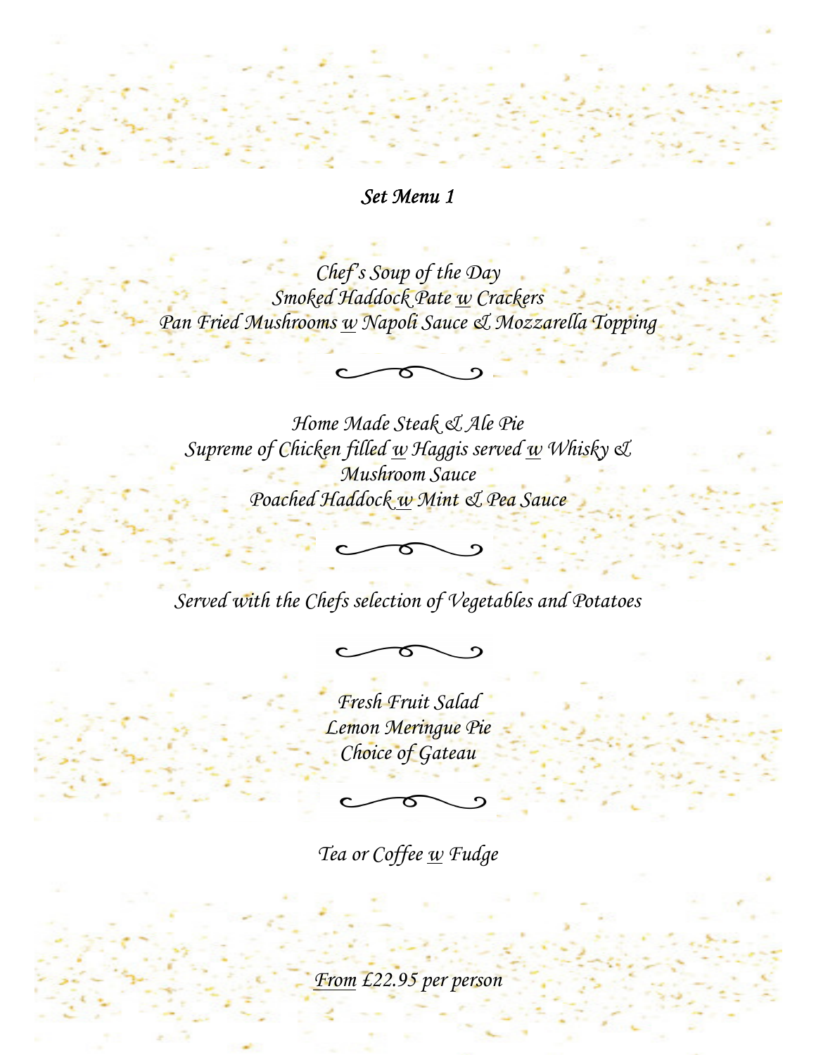# *Set Menu 1*

*Chef's Soup of the Day*
*Smoked Haddock Pate w Crackers*
*Pan Fried Mushrooms w Napoli Sauce & Mozzarella Topping*

*Home Made Steak & Ale Pie*
*Supreme of Chicken filled w Haggis served w Whisky & Mushroom Sauce*
*Poached Haddock w Mint & Pea Sauce*

*Served with the Chefs selection of Vegetables and Potatoes*

*Fresh Fruit Salad*
*Lemon Meringue Pie*
*Choice of Gateau*

*Tea or Coffee w Fudge*

*From £22.95 per person*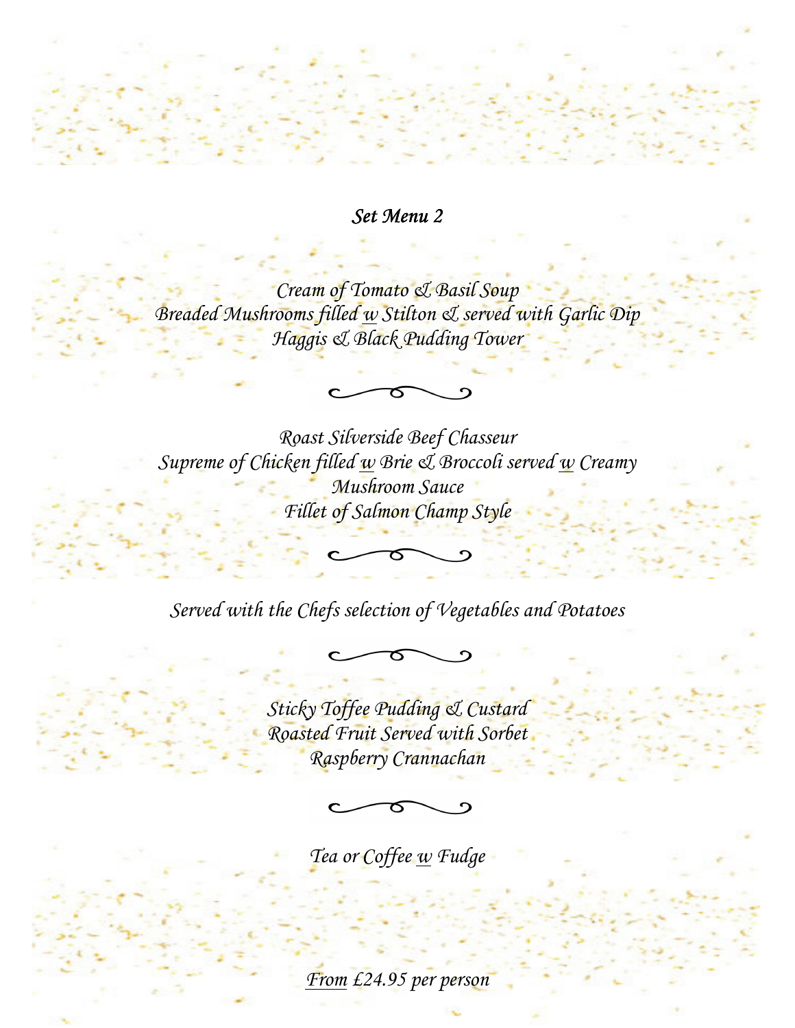## *Set Menu 2*

*Cream of Tomato & Basil Soup*
*Breaded Mushrooms filled w Stilton & served with Garlic Dip*
*Haggis & Black Pudding Tower*

*Roast Silverside Beef Chasseur*
*Supreme of Chicken filled w Brie & Broccoli served w Creamy Mushroom Sauce*
*Fillet of Salmon Champ Style*

*Served with the Chefs selection of Vegetables and Potatoes*

*Sticky Toffee Pudding & Custard*
*Roasted Fruit Served with Sorbet*
*Raspberry Crannachan*

*Tea or Coffee w Fudge*

*From £24.95 per person*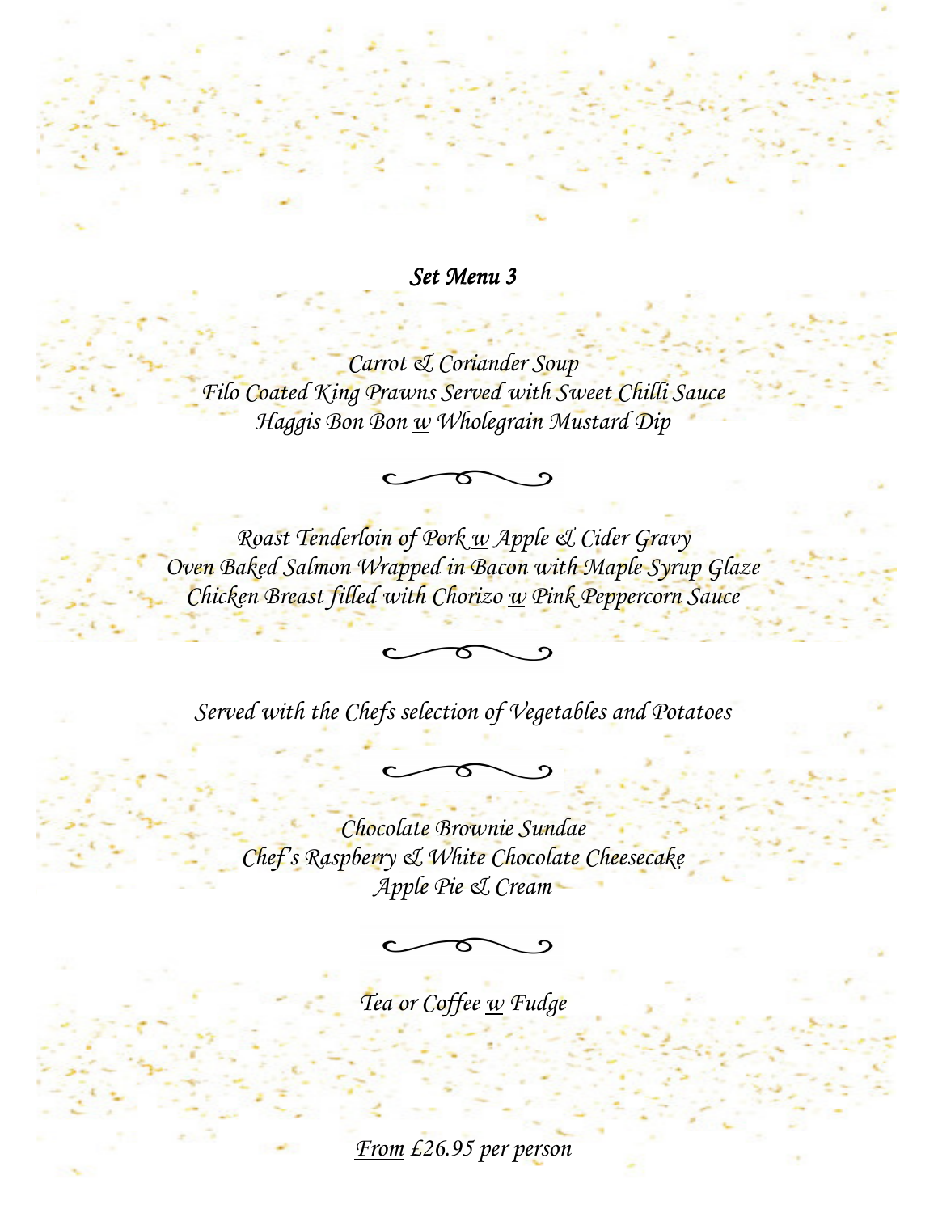## *Set Menu 3*

*Carrot & Coriander Soup*
*Filo Coated King Prawns Served with Sweet Chilli Sauce*
*Haggis Bon Bon w Wholegrain Mustard Dip*

*Roast Tenderloin of Pork w Apple & Cider Gravy*
*Oven Baked Salmon Wrapped in Bacon with Maple Syrup Glaze*
*Chicken Breast filled with Chorizo w Pink Peppercorn Sauce*

*Served with the Chefs selection of Vegetables and Potatoes*

*Chocolate Brownie Sundae*
*Chef's Raspberry & White Chocolate Cheesecake*
*Apple Pie & Cream*

*Tea or Coffee w Fudge*

*From £26.95 per person*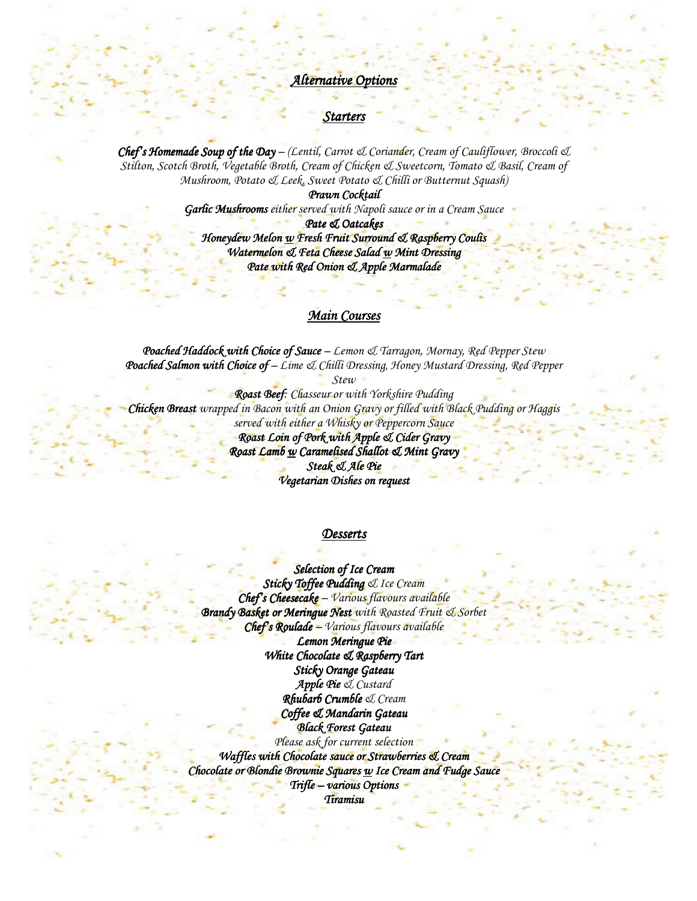# *Alternative Options*

## *Starters*

***Chef's Homemade Soup of the Day*** *– (Lentil, Carrot & Coriander, Cream of Cauliflower, Broccoli & Stilton, Scotch Broth, Vegetable Broth, Cream of Chicken & Sweetcorn, Tomato & Basil, Cream of Mushroom, Potato & Leek, Sweet Potato & Chilli or Butternut Squash)*

***Prawn Cocktail***

***Garlic Mushrooms*** *either served with Napoli sauce or in a Cream Sauce*

***Pate & Oatcakes***

***Honeydew Melon w Fresh Fruit Surround & Raspberry Coulis***

***Watermelon & Feta Cheese Salad w Mint Dressing***

***Pate with Red Onion & Apple Marmalade***

## *Main Courses*

***Poached Haddock with Choice of Sauce*** *– Lemon & Tarragon, Mornay, Red Pepper Stew*

***Poached Salmon with Choice of*** *– Lime & Chilli Dressing, Honey Mustard Dressing, Red Pepper Stew*

***Roast Beef:*** *Chasseur or with Yorkshire Pudding*

***Chicken Breast*** *wrapped in Bacon with an Onion Gravy or filled with Black Pudding or Haggis served with either a Whisky or Peppercorn Sauce*

***Roast Loin of Pork with Apple & Cider Gravy***

***Roast Lamb w Caramelised Shallot & Mint Gravy***

***Steak & Ale Pie***

***Vegetarian Dishes on request***

## *Desserts*

***Selection of Ice Cream***

***Sticky Toffee Pudding*** *& Ice Cream*

***Chef's Cheesecake*** *– Various flavours available*

***Brandy Basket or Meringue Nest*** *with Roasted Fruit & Sorbet*

***Chef's Roulade*** *– Various flavours available*

***Lemon Meringue Pie***

***White Chocolate & Raspberry Tart***

***Sticky Orange Gateau***

***Apple Pie*** *& Custard*

***Rhubarb Crumble*** *& Cream*

***Coffee & Mandarin Gateau***

***Black Forest Gateau***

*Please ask for current selection*

***Waffles with Chocolate sauce or Strawberries & Cream***

***Chocolate or Blondie Brownie Squares w Ice Cream and Fudge Sauce***

***Trifle – various Options***

***Tiramisu***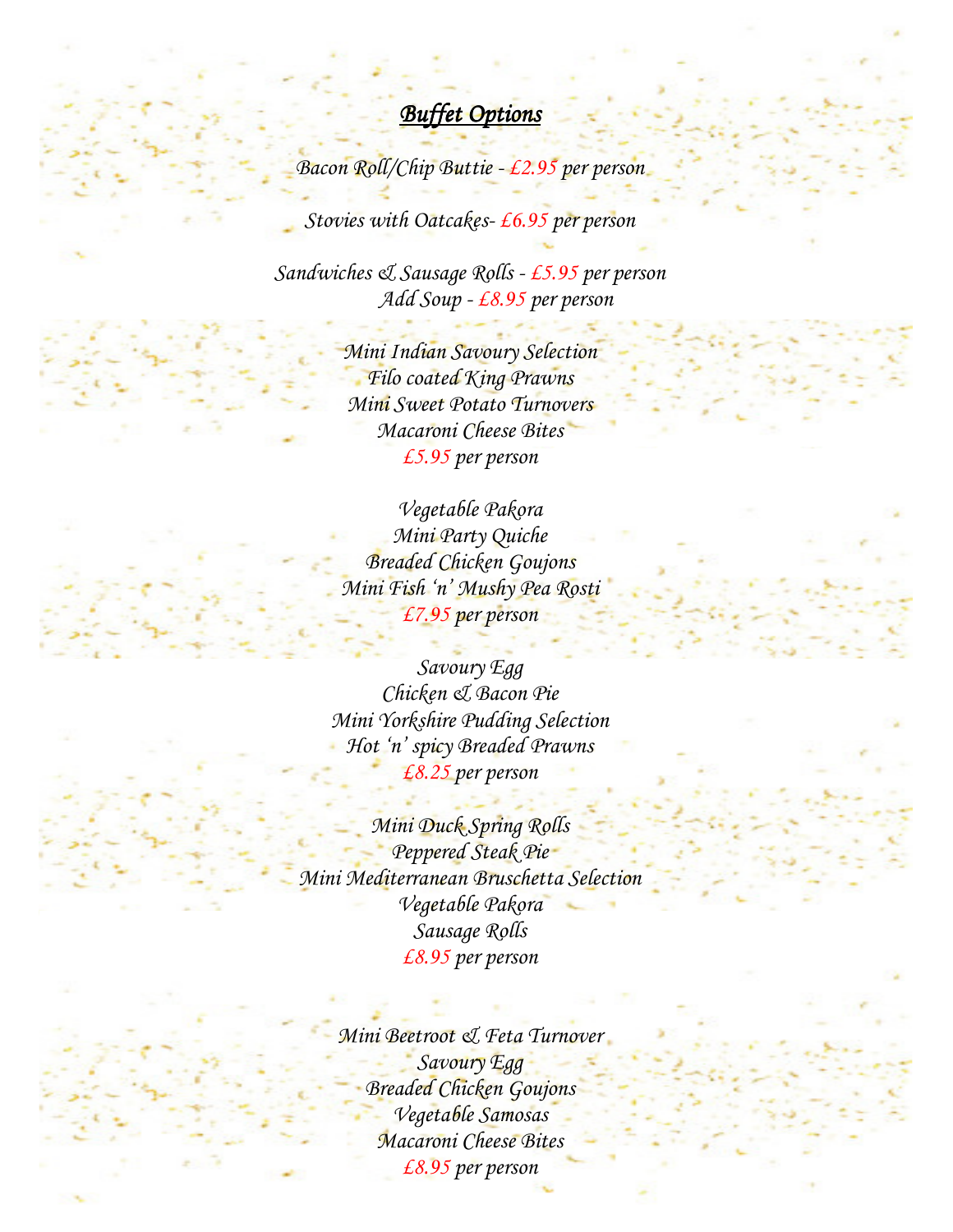# ***Buffet Options***

*Bacon Roll/Chip Buttie - £2.95 per person*

*Stovies with Oatcakes- £6.95 per person*

*Sandwiches & Sausage Rolls - £5.95 per person*
*Add Soup - £8.95 per person*

*Mini Indian Savoury Selection*
*Filo coated King Prawns*
*Mini Sweet Potato Turnovers*
*Macaroni Cheese Bites*
*£5.95 per person*

*Vegetable Pakora*
*Mini Party Quiche*
*Breaded Chicken Goujons*
*Mini Fish 'n' Mushy Pea Rosti*
*£7.95 per person*

*Savoury Egg*
*Chicken & Bacon Pie*
*Mini Yorkshire Pudding Selection*
*Hot 'n' spicy Breaded Prawns*
*£8.25 per person*

*Mini Duck Spring Rolls*
*Peppered Steak Pie*
*Mini Mediterranean Bruschetta Selection*
*Vegetable Pakora*
*Sausage Rolls*
*£8.95 per person*

*Mini Beetroot & Feta Turnover*
*Savoury Egg*
*Breaded Chicken Goujons*
*Vegetable Samosas*
*Macaroni Cheese Bites*
*£8.95 per person*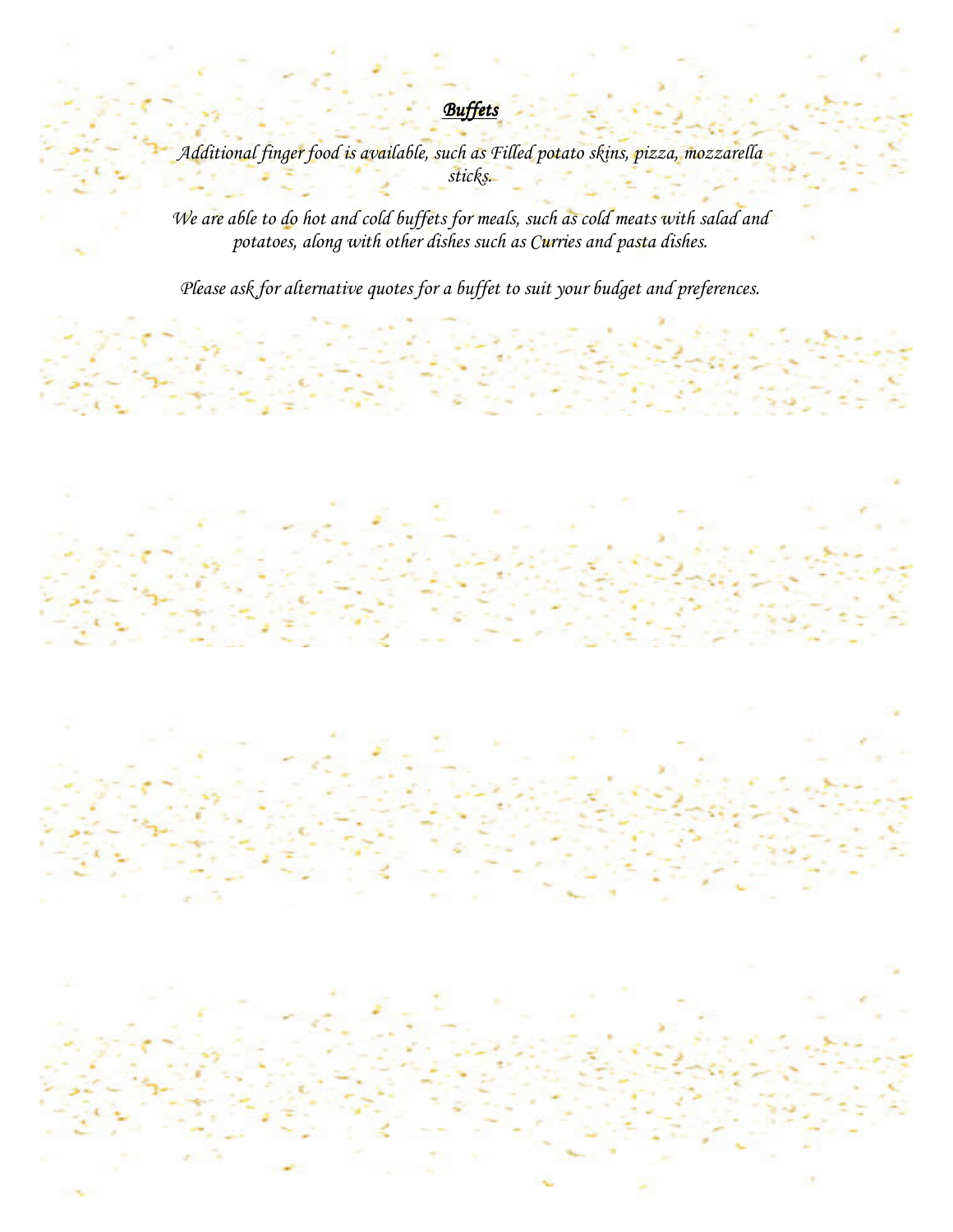## ***Buffets***

*Additional finger food is available, such as Filled potato skins, pizza, mozzarella sticks.*

*We are able to do hot and cold buffets for meals, such as cold meats with salad and potatoes, along with other dishes such as Curries and pasta dishes.*

*Please ask for alternative quotes for a buffet to suit your budget and preferences.*